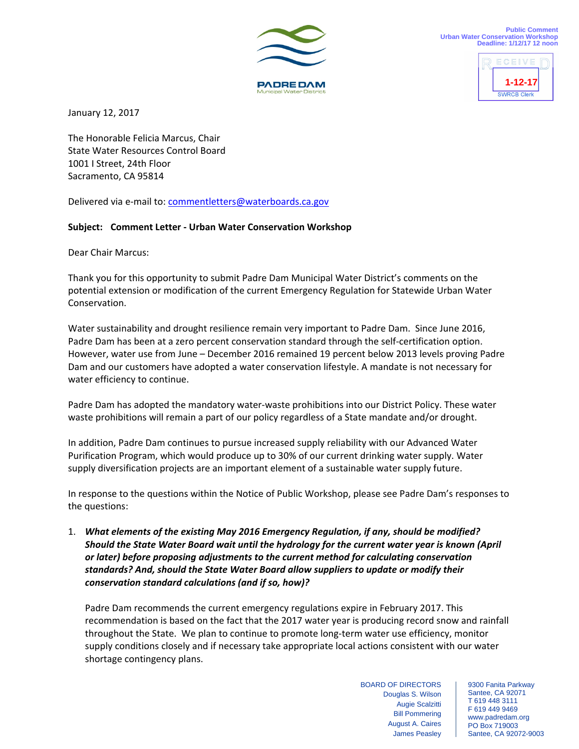PADRE DAM
Municipal Water District

Public Comment
Urban Water Conservation Workshop
Deadline: 1/12/17 12 noon

RECEIVED
1-12-17
SWRCB Clerk

January 12, 2017

The Honorable Felicia Marcus, Chair
State Water Resources Control Board
1001 I Street, 24th Floor
Sacramento, CA 95814

Delivered via e-mail to: commentletters@waterboards.ca.gov

**Subject: Comment Letter - Urban Water Conservation Workshop**

Dear Chair Marcus:

Thank you for this opportunity to submit Padre Dam Municipal Water District's comments on the potential extension or modification of the current Emergency Regulation for Statewide Urban Water Conservation.

Water sustainability and drought resilience remain very important to Padre Dam. Since June 2016, Padre Dam has been at a zero percent conservation standard through the self-certification option. However, water use from June – December 2016 remained 19 percent below 2013 levels proving Padre Dam and our customers have adopted a water conservation lifestyle. A mandate is not necessary for water efficiency to continue.

Padre Dam has adopted the mandatory water-waste prohibitions into our District Policy. These water waste prohibitions will remain a part of our policy regardless of a State mandate and/or drought.

In addition, Padre Dam continues to pursue increased supply reliability with our Advanced Water Purification Program, which would produce up to 30% of our current drinking water supply. Water supply diversification projects are an important element of a sustainable water supply future.

In response to the questions within the Notice of Public Workshop, please see Padre Dam's responses to the questions:

1. ***What elements of the existing May 2016 Emergency Regulation, if any, should be modified? Should the State Water Board wait until the hydrology for the current water year is known (April or later) before proposing adjustments to the current method for calculating conservation standards? And, should the State Water Board allow suppliers to update or modify their conservation standard calculations (and if so, how)?***

   Padre Dam recommends the current emergency regulations expire in February 2017. This recommendation is based on the fact that the 2017 water year is producing record snow and rainfall throughout the State. We plan to continue to promote long-term water use efficiency, monitor supply conditions closely and if necessary take appropriate local actions consistent with our water shortage contingency plans.

BOARD OF DIRECTORS
Douglas S. Wilson
Augie Scalzitti
Bill Pommering
August A. Caires
James Peasley

9300 Fanita Parkway
Santee, CA 92071
T 619 448 3111
F 619 449 9469
www.padredam.org
PO Box 719003
Santee, CA 92072-9003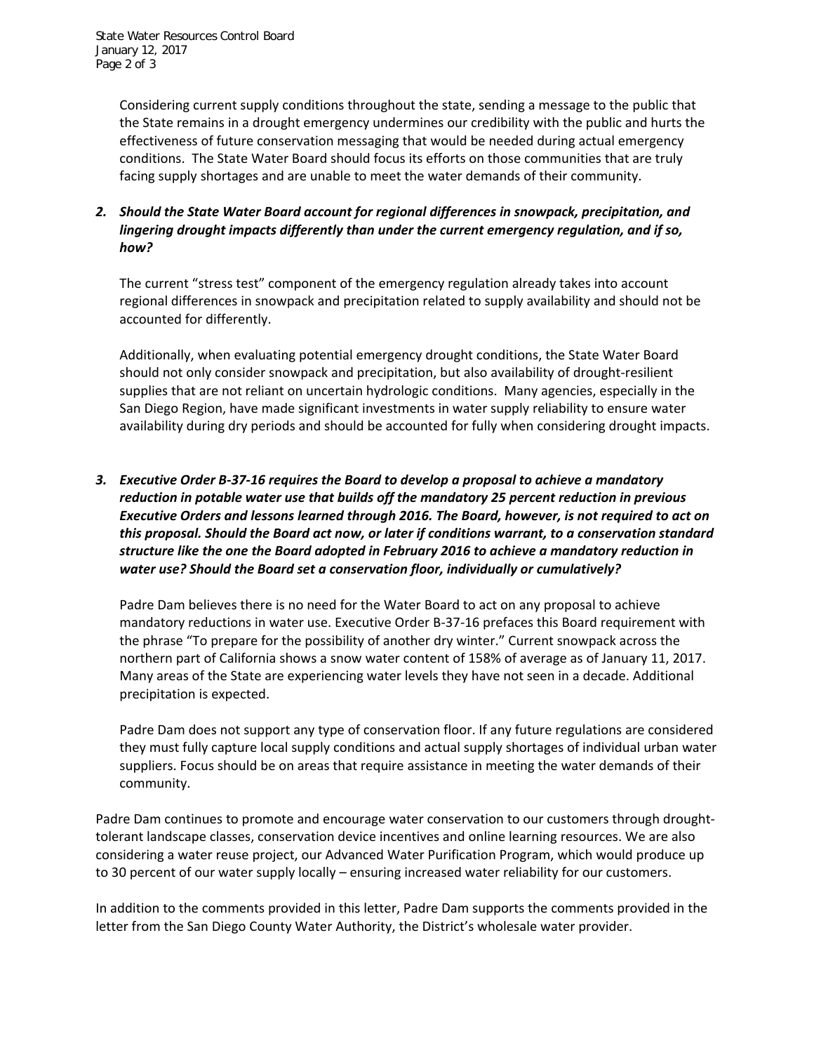Considering current supply conditions throughout the state, sending a message to the public that the State remains in a drought emergency undermines our credibility with the public and hurts the effectiveness of future conservation messaging that would be needed during actual emergency conditions. The State Water Board should focus its efforts on those communities that are truly facing supply shortages and are unable to meet the water demands of their community.

2. ***Should the State Water Board account for regional differences in snowpack, precipitation, and lingering drought impacts differently than under the current emergency regulation, and if so, how?***

   The current "stress test" component of the emergency regulation already takes into account regional differences in snowpack and precipitation related to supply availability and should not be accounted for differently.

   Additionally, when evaluating potential emergency drought conditions, the State Water Board should not only consider snowpack and precipitation, but also availability of drought-resilient supplies that are not reliant on uncertain hydrologic conditions. Many agencies, especially in the San Diego Region, have made significant investments in water supply reliability to ensure water availability during dry periods and should be accounted for fully when considering drought impacts.

3. ***Executive Order B-37-16 requires the Board to develop a proposal to achieve a mandatory reduction in potable water use that builds off the mandatory 25 percent reduction in previous Executive Orders and lessons learned through 2016. The Board, however, is not required to act on this proposal. Should the Board act now, or later if conditions warrant, to a conservation standard structure like the one the Board adopted in February 2016 to achieve a mandatory reduction in water use? Should the Board set a conservation floor, individually or cumulatively?***

   Padre Dam believes there is no need for the Water Board to act on any proposal to achieve mandatory reductions in water use. Executive Order B-37-16 prefaces this Board requirement with the phrase "To prepare for the possibility of another dry winter." Current snowpack across the northern part of California shows a snow water content of 158% of average as of January 11, 2017. Many areas of the State are experiencing water levels they have not seen in a decade. Additional precipitation is expected.

   Padre Dam does not support any type of conservation floor. If any future regulations are considered they must fully capture local supply conditions and actual supply shortages of individual urban water suppliers. Focus should be on areas that require assistance in meeting the water demands of their community.

Padre Dam continues to promote and encourage water conservation to our customers through drought-tolerant landscape classes, conservation device incentives and online learning resources. We are also considering a water reuse project, our Advanced Water Purification Program, which would produce up to 30 percent of our water supply locally – ensuring increased water reliability for our customers.

In addition to the comments provided in this letter, Padre Dam supports the comments provided in the letter from the San Diego County Water Authority, the District's wholesale water provider.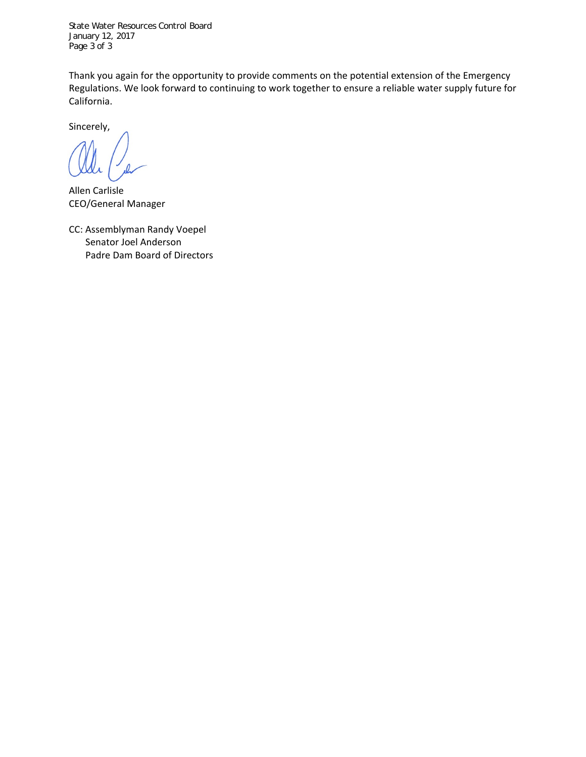Thank you again for the opportunity to provide comments on the potential extension of the Emergency Regulations. We look forward to continuing to work together to ensure a reliable water supply future for California.

Sincerely,

Allen Carlisle
CEO/General Manager

CC: Assemblyman Randy Voepel
Senator Joel Anderson
Padre Dam Board of Directors